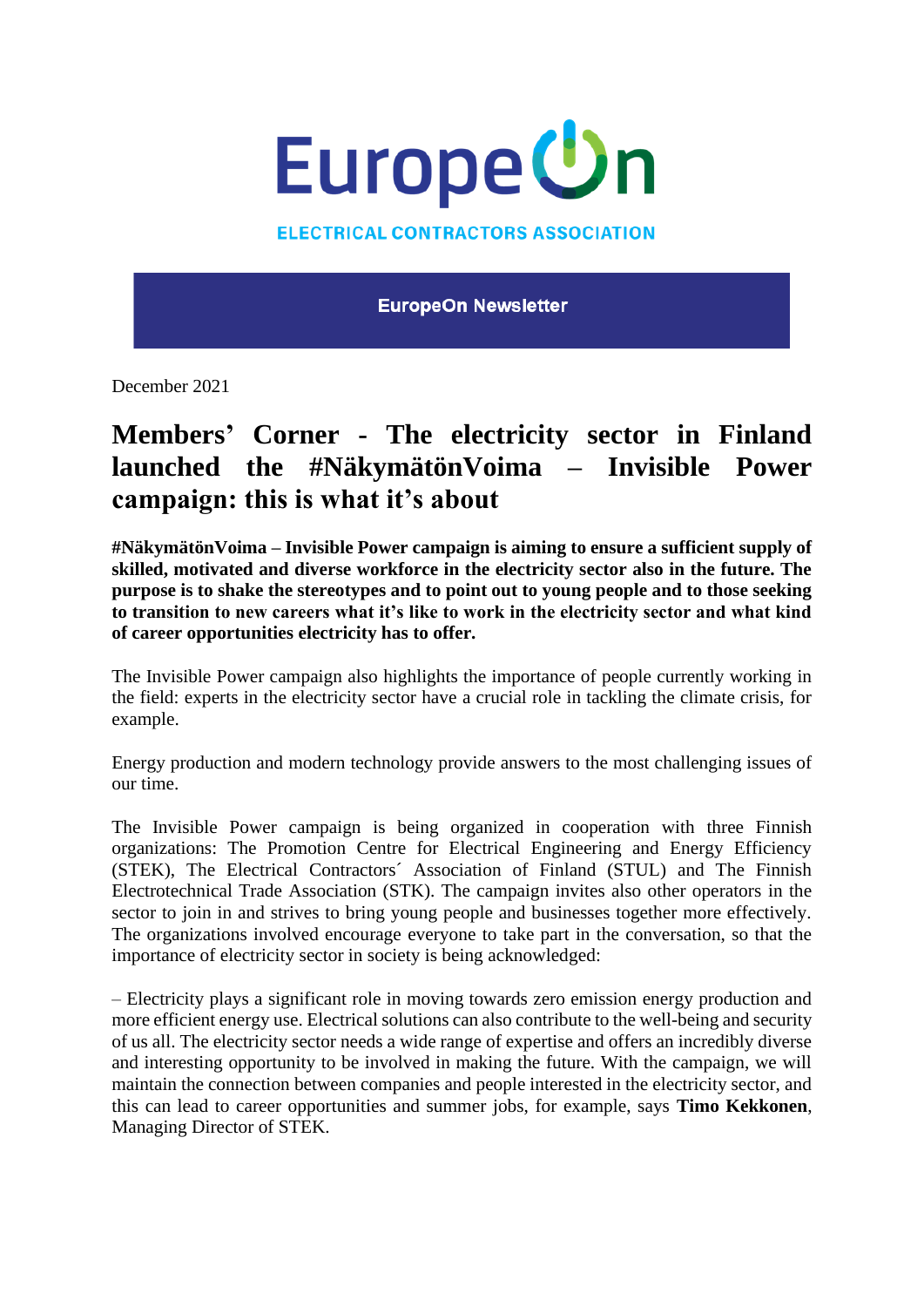EuropeOn

ELECTRICAL CONTRACTORS ASSOCIATION

**EuropeOn Newsletter**

December 2021

# Members' Corner - The electricity sector in Finland launched the #NäkymätönVoima – Invisible Power campaign: this is what it's about

**#NäkymätönVoima – Invisible Power campaign is aiming to ensure a sufficient supply of skilled, motivated and diverse workforce in the electricity sector also in the future. The purpose is to shake the stereotypes and to point out to young people and to those seeking to transition to new careers what it's like to work in the electricity sector and what kind of career opportunities electricity has to offer.**

The Invisible Power campaign also highlights the importance of people currently working in the field: experts in the electricity sector have a crucial role in tackling the climate crisis, for example.

Energy production and modern technology provide answers to the most challenging issues of our time.

The Invisible Power campaign is being organized in cooperation with three Finnish organizations: The Promotion Centre for Electrical Engineering and Energy Efficiency (STEK), The Electrical Contractors´ Association of Finland (STUL) and The Finnish Electrotechnical Trade Association (STK). The campaign invites also other operators in the sector to join in and strives to bring young people and businesses together more effectively. The organizations involved encourage everyone to take part in the conversation, so that the importance of electricity sector in society is being acknowledged:

– Electricity plays a significant role in moving towards zero emission energy production and more efficient energy use. Electrical solutions can also contribute to the well-being and security of us all. The electricity sector needs a wide range of expertise and offers an incredibly diverse and interesting opportunity to be involved in making the future. With the campaign, we will maintain the connection between companies and people interested in the electricity sector, and this can lead to career opportunities and summer jobs, for example, says **Timo Kekkonen**, Managing Director of STEK.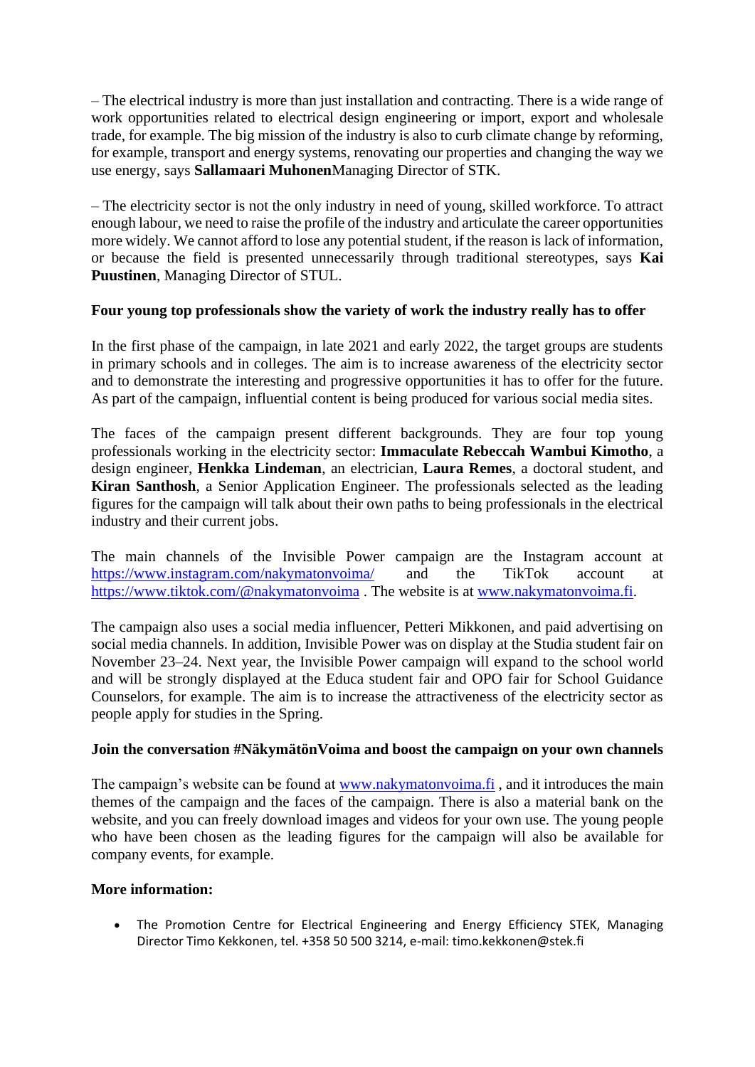– The electrical industry is more than just installation and contracting. There is a wide range of work opportunities related to electrical design engineering or import, export and wholesale trade, for example. The big mission of the industry is also to curb climate change by reforming, for example, transport and energy systems, renovating our properties and changing the way we use energy, says **Sallamaari Muhonen**Managing Director of STK.

– The electricity sector is not the only industry in need of young, skilled workforce. To attract enough labour, we need to raise the profile of the industry and articulate the career opportunities more widely. We cannot afford to lose any potential student, if the reason is lack of information, or because the field is presented unnecessarily through traditional stereotypes, says **Kai Puustinen**, Managing Director of STUL.

**Four young top professionals show the variety of work the industry really has to offer**

In the first phase of the campaign, in late 2021 and early 2022, the target groups are students in primary schools and in colleges. The aim is to increase awareness of the electricity sector and to demonstrate the interesting and progressive opportunities it has to offer for the future. As part of the campaign, influential content is being produced for various social media sites.

The faces of the campaign present different backgrounds. They are four top young professionals working in the electricity sector: **Immaculate Rebeccah Wambui Kimotho**, a design engineer, **Henkka Lindeman**, an electrician, **Laura Remes**, a doctoral student, and **Kiran Santhosh**, a Senior Application Engineer. The professionals selected as the leading figures for the campaign will talk about their own paths to being professionals in the electrical industry and their current jobs.

The main channels of the Invisible Power campaign are the Instagram account at [https://www.instagram.com/nakymatonvoima/](https://www.instagram.com/nakymatonvoima/) and the TikTok account at [https://www.tiktok.com/@nakymatonvoima](https://www.tiktok.com/@nakymatonvoima) . The website is at [www.nakymatonvoima.fi](http://www.nakymatonvoima.fi).

The campaign also uses a social media influencer, Petteri Mikkonen, and paid advertising on social media channels. In addition, Invisible Power was on display at the Studia student fair on November 23–24. Next year, the Invisible Power campaign will expand to the school world and will be strongly displayed at the Educa student fair and OPO fair for School Guidance Counselors, for example. The aim is to increase the attractiveness of the electricity sector as people apply for studies in the Spring.

**Join the conversation #NäkymätönVoima and boost the campaign on your own channels**

The campaign's website can be found at [www.nakymatonvoima.fi](http://www.nakymatonvoima.fi) , and it introduces the main themes of the campaign and the faces of the campaign. There is also a material bank on the website, and you can freely download images and videos for your own use. The young people who have been chosen as the leading figures for the campaign will also be available for company events, for example.

**More information:**

- The Promotion Centre for Electrical Engineering and Energy Efficiency STEK, Managing Director Timo Kekkonen, tel. +358 50 500 3214, e-mail: timo.kekkonen@stek.fi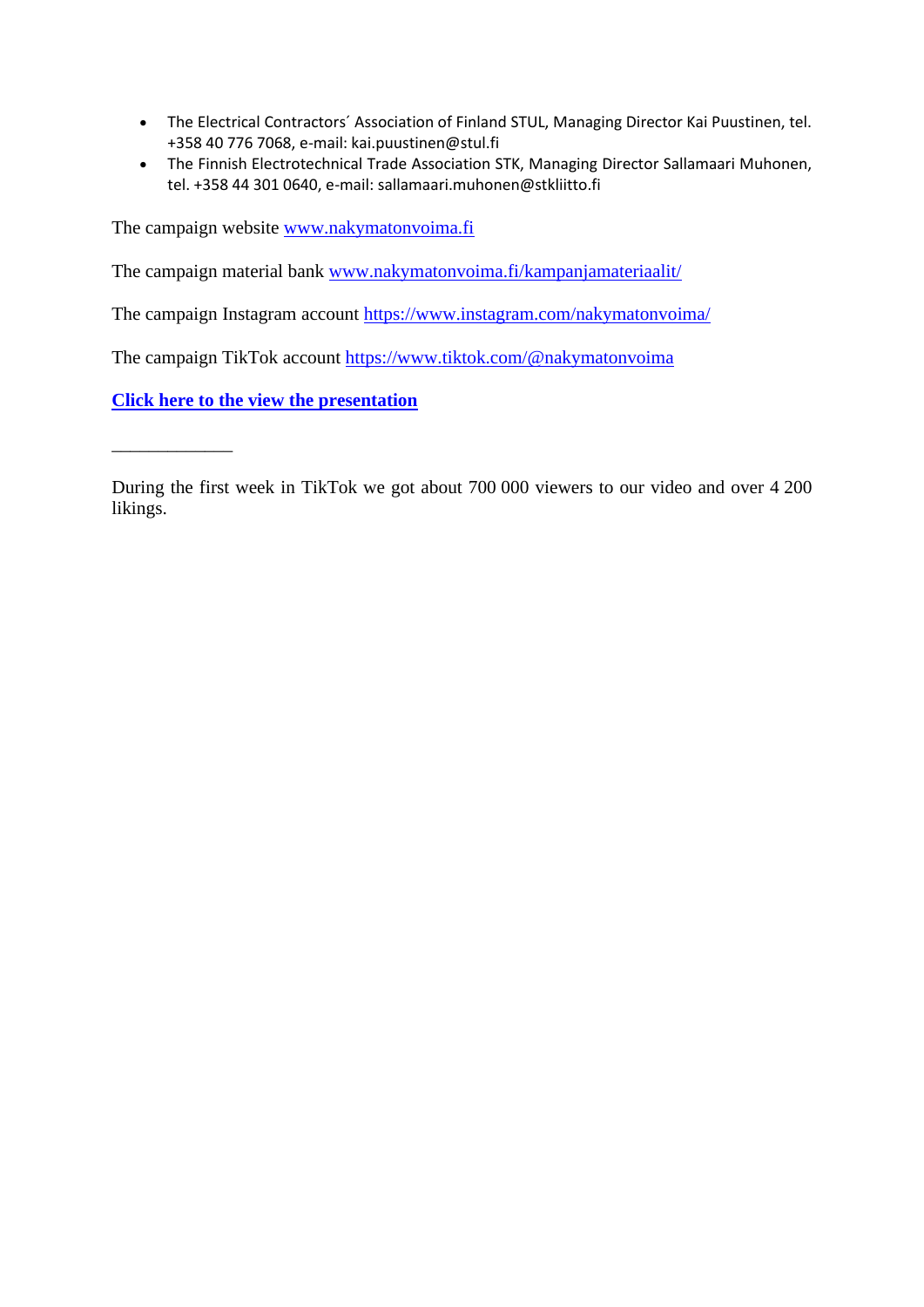- The Electrical Contractors´ Association of Finland STUL, Managing Director Kai Puustinen, tel. +358 40 776 7068, e-mail: kai.puustinen@stul.fi
- The Finnish Electrotechnical Trade Association STK, Managing Director Sallamaari Muhonen, tel. +358 44 301 0640, e-mail: sallamaari.muhonen@stkliitto.fi

The campaign website www.nakymatonvoima.fi

The campaign material bank www.nakymatonvoima.fi/kampanjamateriaalit/

The campaign Instagram account https://www.instagram.com/nakymatonvoima/

The campaign TikTok account https://www.tiktok.com/@nakymatonvoima

**Click here to the view the presentation**

_____________

During the first week in TikTok we got about 700 000 viewers to our video and over 4 200 likings.